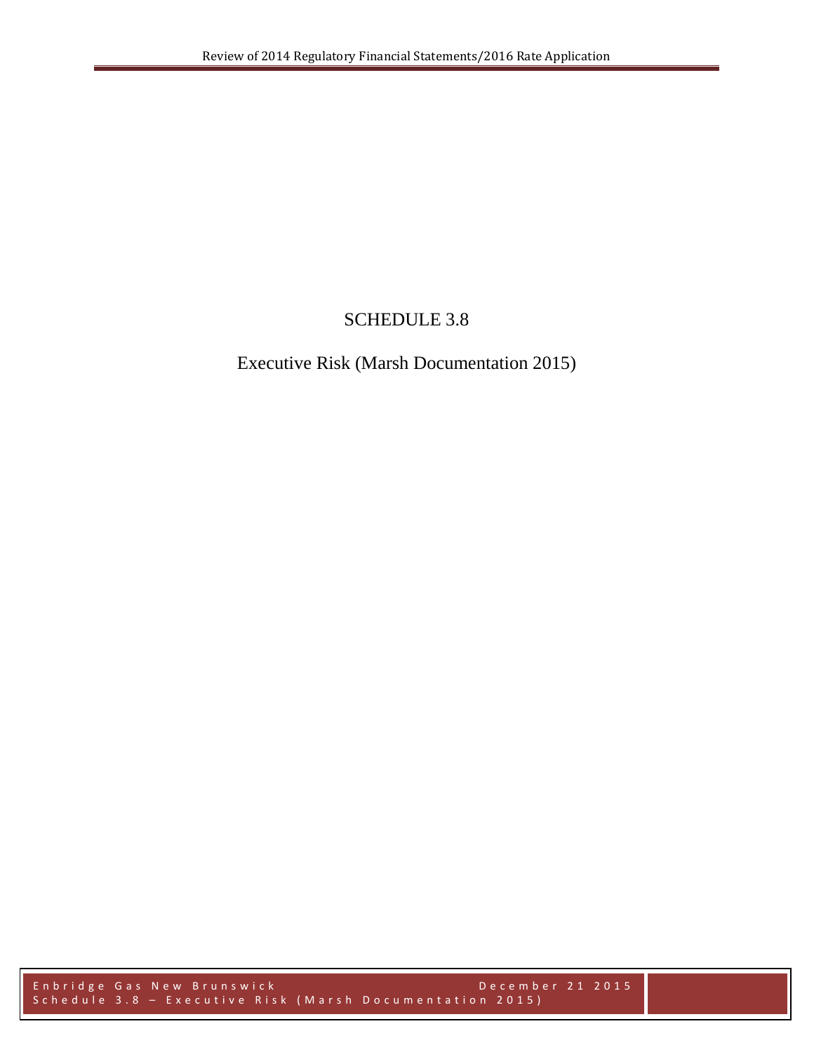# SCHEDULE 3.8

## Executive Risk (Marsh Documentation 2015)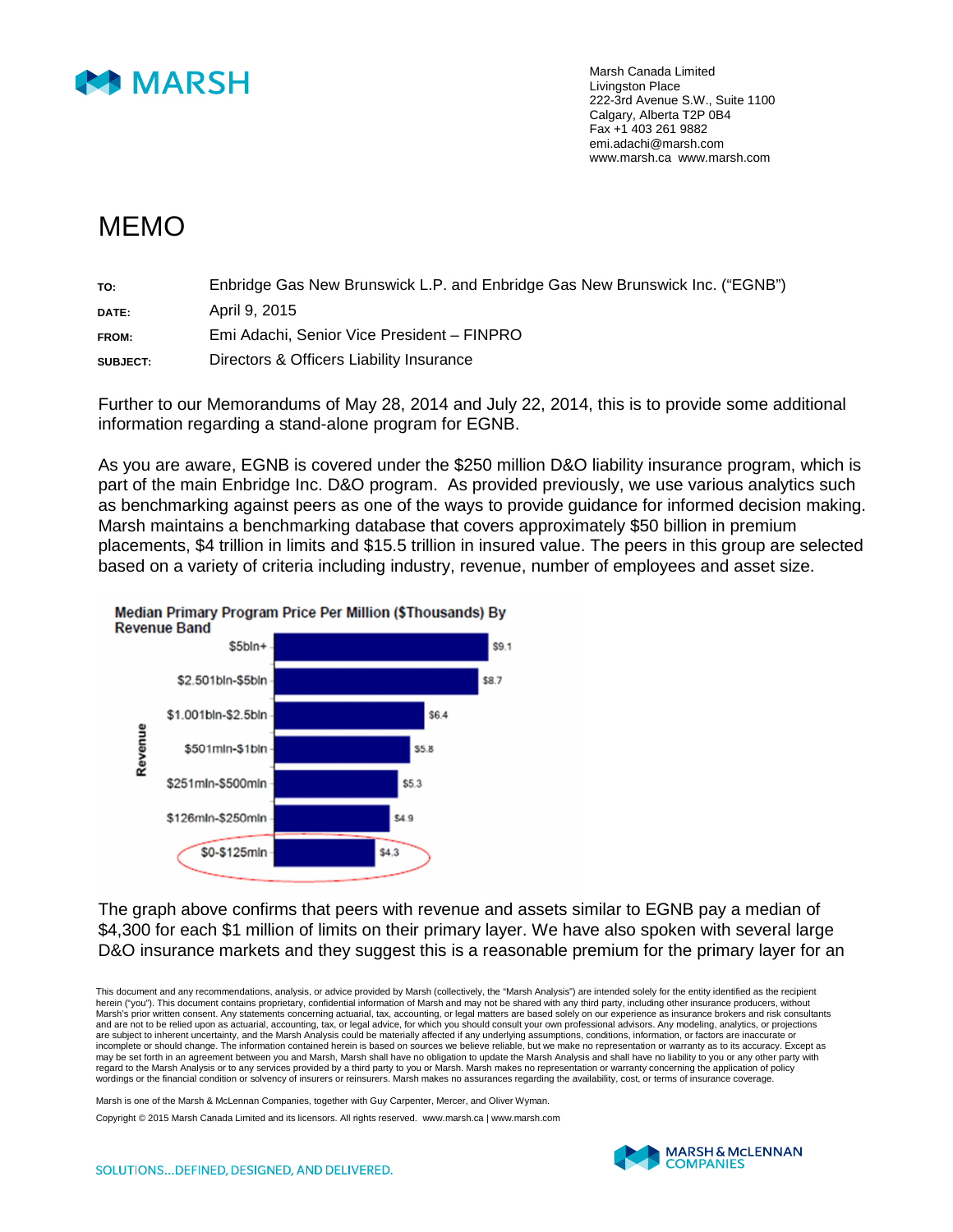Marsh Canada Limited
Livingston Place
222-3rd Avenue S.W., Suite 1100
Calgary, Alberta T2P 0B4
Fax +1 403 261 9882
emi.adachi@marsh.com
www.marsh.ca www.marsh.com

# MEMO

| | |
|---|---|
| **TO:** | Enbridge Gas New Brunswick L.P. and Enbridge Gas New Brunswick Inc. ("EGNB") |
| **DATE:** | April 9, 2015 |
| **FROM:** | Emi Adachi, Senior Vice President – FINPRO |
| **SUBJECT:** | Directors & Officers Liability Insurance |

Further to our Memorandums of May 28, 2014 and July 22, 2014, this is to provide some additional information regarding a stand-alone program for EGNB.

As you are aware, EGNB is covered under the $250 million D&O liability insurance program, which is part of the main Enbridge Inc. D&O program. As provided previously, we use various analytics such as benchmarking against peers as one of the ways to provide guidance for informed decision making. Marsh maintains a benchmarking database that covers approximately $50 billion in premium placements, $4 trillion in limits and $15.5 trillion in insured value. The peers in this group are selected based on a variety of criteria including industry, revenue, number of employees and asset size.

**Median Primary Program Price Per Million ($Thousands) By Revenue Band**

| Revenue | Median Price |
|---|---|
| $5bln+ | $9.1 |
| $2.501bln-$5bln | $8.7 |
| $1.001bln-$2.5bln | $6.4 |
| $501mln-$1bln | $5.8 |
| $251mln-$500mln | $5.3 |
| $126mln-$250mln | $4.9 |
| $0-$125mln | $4.3 |

The graph above confirms that peers with revenue and assets similar to EGNB pay a median of $4,300 for each $1 million of limits on their primary layer. We have also spoken with several large D&O insurance markets and they suggest this is a reasonable premium for the primary layer for an

This document and any recommendations, analysis, or advice provided by Marsh (collectively, the "Marsh Analysis") are intended solely for the entity identified as the recipient herein ("you"). This document contains proprietary, confidential information of Marsh and may not be shared with any third party, including other insurance producers, without Marsh's prior written consent. Any statements concerning actuarial, tax, accounting, or legal matters are based solely on our experience as insurance brokers and risk consultants and are not to be relied upon as actuarial, accounting, tax, or legal advice, for which you should consult your own professional advisors. Any modeling, analytics, or projections are subject to inherent uncertainty, and the Marsh Analysis could be materially affected if any underlying assumptions, conditions, information, or factors are inaccurate or incomplete or should change. The information contained herein is based on sources we believe reliable, but we make no representation or warranty as to its accuracy. Except as may be set forth in an agreement between you and Marsh, Marsh shall have no obligation to update the Marsh Analysis and shall have no liability to you or any other party with regard to the Marsh Analysis or to any services provided by a third party to you or Marsh. Marsh makes no representation or warranty concerning the application of policy wordings or the financial condition or solvency of insurers or reinsurers. Marsh makes no assurances regarding the availability, cost, or terms of insurance coverage.

Marsh is one of the Marsh & McLennan Companies, together with Guy Carpenter, Mercer, and Oliver Wyman.

Copyright © 2015 Marsh Canada Limited and its licensors. All rights reserved. www.marsh.ca | www.marsh.com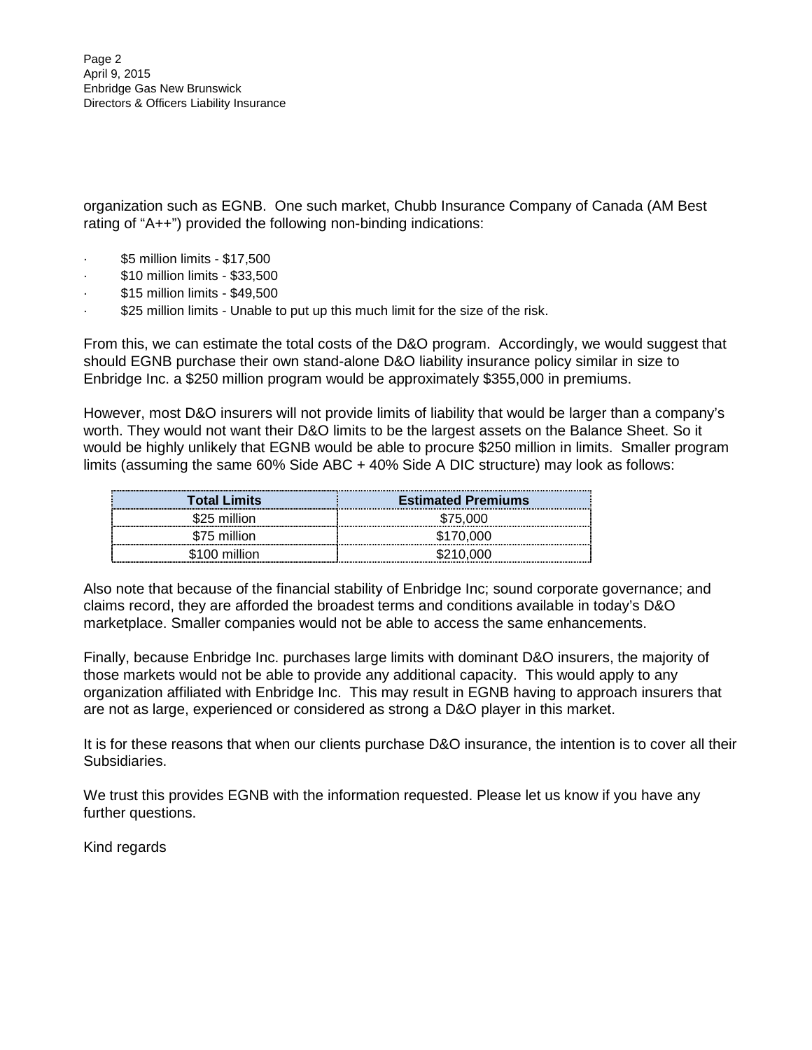organization such as EGNB. One such market, Chubb Insurance Company of Canada (AM Best rating of "A++") provided the following non-binding indications:

- $5 million limits - $17,500
- $10 million limits - $33,500
- $15 million limits - $49,500
- $25 million limits - Unable to put up this much limit for the size of the risk.

From this, we can estimate the total costs of the D&O program. Accordingly, we would suggest that should EGNB purchase their own stand-alone D&O liability insurance policy similar in size to Enbridge Inc. a $250 million program would be approximately $355,000 in premiums.

However, most D&O insurers will not provide limits of liability that would be larger than a company's worth. They would not want their D&O limits to be the largest assets on the Balance Sheet. So it would be highly unlikely that EGNB would be able to procure $250 million in limits. Smaller program limits (assuming the same 60% Side ABC + 40% Side A DIC structure) may look as follows:

| Total Limits | Estimated Premiums |
|---|---|
| $25 million | $75,000 |
| $75 million | $170,000 |
| $100 million | $210,000 |

Also note that because of the financial stability of Enbridge Inc; sound corporate governance; and claims record, they are afforded the broadest terms and conditions available in today's D&O marketplace. Smaller companies would not be able to access the same enhancements.

Finally, because Enbridge Inc. purchases large limits with dominant D&O insurers, the majority of those markets would not be able to provide any additional capacity. This would apply to any organization affiliated with Enbridge Inc. This may result in EGNB having to approach insurers that are not as large, experienced or considered as strong a D&O player in this market.

It is for these reasons that when our clients purchase D&O insurance, the intention is to cover all their Subsidiaries.

We trust this provides EGNB with the information requested. Please let us know if you have any further questions.

Kind regards